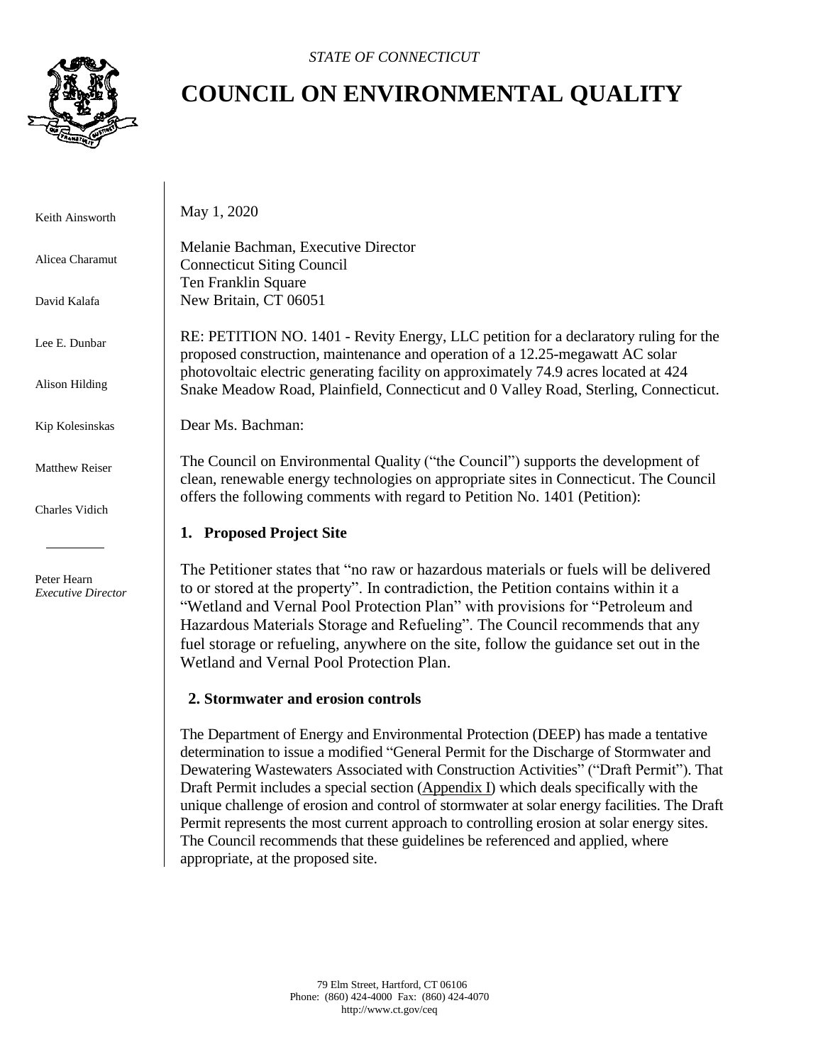*STATE OF CONNECTICUT*

# COUNCIL ON ENVIRONMENTAL QUALITY

Keith Ainsworth

Alicea Charamut

David Kalafa

Lee E. Dunbar

Alison Hilding

Kip Kolesinskas

Matthew Reiser

Charles Vidich

Peter Hearn
*Executive Director*

May 1, 2020

Melanie Bachman, Executive Director
Connecticut Siting Council
Ten Franklin Square
New Britain, CT 06051

RE: PETITION NO. 1401 - Revity Energy, LLC petition for a declaratory ruling for the proposed construction, maintenance and operation of a 12.25-megawatt AC solar photovoltaic electric generating facility on approximately 74.9 acres located at 424 Snake Meadow Road, Plainfield, Connecticut and 0 Valley Road, Sterling, Connecticut.

Dear Ms. Bachman:

The Council on Environmental Quality ("the Council") supports the development of clean, renewable energy technologies on appropriate sites in Connecticut. The Council offers the following comments with regard to Petition No. 1401 (Petition):

**1. Proposed Project Site**

The Petitioner states that "no raw or hazardous materials or fuels will be delivered to or stored at the property". In contradiction, the Petition contains within it a "Wetland and Vernal Pool Protection Plan" with provisions for "Petroleum and Hazardous Materials Storage and Refueling". The Council recommends that any fuel storage or refueling, anywhere on the site, follow the guidance set out in the Wetland and Vernal Pool Protection Plan.

**2. Stormwater and erosion controls**

The Department of Energy and Environmental Protection (DEEP) has made a tentative determination to issue a modified "General Permit for the Discharge of Stormwater and Dewatering Wastewaters Associated with Construction Activities" ("Draft Permit"). That Draft Permit includes a special section (Appendix I) which deals specifically with the unique challenge of erosion and control of stormwater at solar energy facilities. The Draft Permit represents the most current approach to controlling erosion at solar energy sites. The Council recommends that these guidelines be referenced and applied, where appropriate, at the proposed site.

79 Elm Street, Hartford, CT 06106
Phone: (860) 424-4000 Fax: (860) 424-4070
http://www.ct.gov/ceq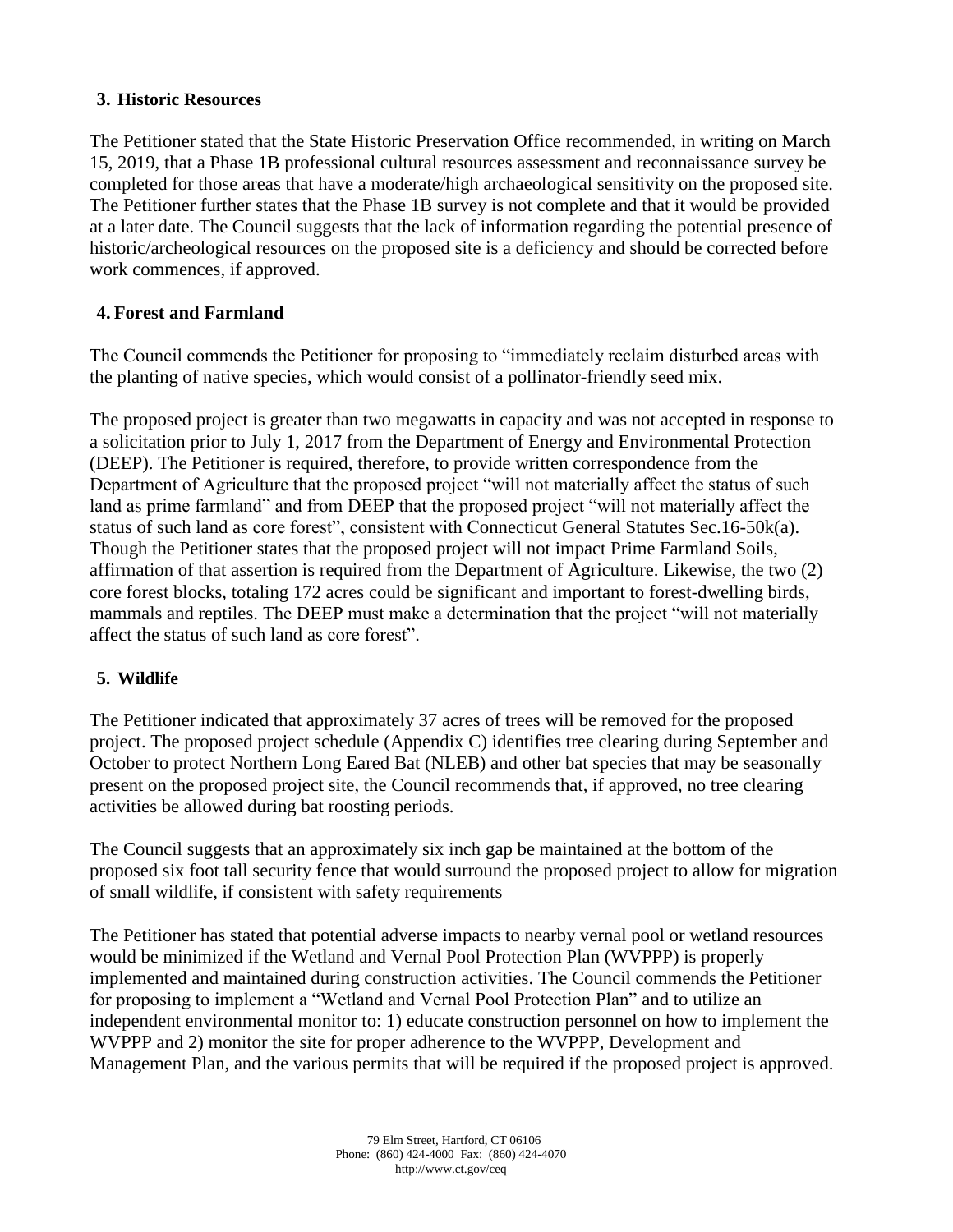## 3. Historic Resources

The Petitioner stated that the State Historic Preservation Office recommended, in writing on March 15, 2019, that a Phase 1B professional cultural resources assessment and reconnaissance survey be completed for those areas that have a moderate/high archaeological sensitivity on the proposed site. The Petitioner further states that the Phase 1B survey is not complete and that it would be provided at a later date. The Council suggests that the lack of information regarding the potential presence of historic/archeological resources on the proposed site is a deficiency and should be corrected before work commences, if approved.

## 4. Forest and Farmland

The Council commends the Petitioner for proposing to "immediately reclaim disturbed areas with the planting of native species, which would consist of a pollinator-friendly seed mix.

The proposed project is greater than two megawatts in capacity and was not accepted in response to a solicitation prior to July 1, 2017 from the Department of Energy and Environmental Protection (DEEP). The Petitioner is required, therefore, to provide written correspondence from the Department of Agriculture that the proposed project "will not materially affect the status of such land as prime farmland" and from DEEP that the proposed project "will not materially affect the status of such land as core forest", consistent with Connecticut General Statutes Sec.16-50k(a). Though the Petitioner states that the proposed project will not impact Prime Farmland Soils, affirmation of that assertion is required from the Department of Agriculture. Likewise, the two (2) core forest blocks, totaling 172 acres could be significant and important to forest-dwelling birds, mammals and reptiles. The DEEP must make a determination that the project "will not materially affect the status of such land as core forest".

## 5. Wildlife

The Petitioner indicated that approximately 37 acres of trees will be removed for the proposed project. The proposed project schedule (Appendix C) identifies tree clearing during September and October to protect Northern Long Eared Bat (NLEB) and other bat species that may be seasonally present on the proposed project site, the Council recommends that, if approved, no tree clearing activities be allowed during bat roosting periods.

The Council suggests that an approximately six inch gap be maintained at the bottom of the proposed six foot tall security fence that would surround the proposed project to allow for migration of small wildlife, if consistent with safety requirements

The Petitioner has stated that potential adverse impacts to nearby vernal pool or wetland resources would be minimized if the Wetland and Vernal Pool Protection Plan (WVPPP) is properly implemented and maintained during construction activities. The Council commends the Petitioner for proposing to implement a "Wetland and Vernal Pool Protection Plan" and to utilize an independent environmental monitor to: 1) educate construction personnel on how to implement the WVPPP and 2) monitor the site for proper adherence to the WVPPP, Development and Management Plan, and the various permits that will be required if the proposed project is approved.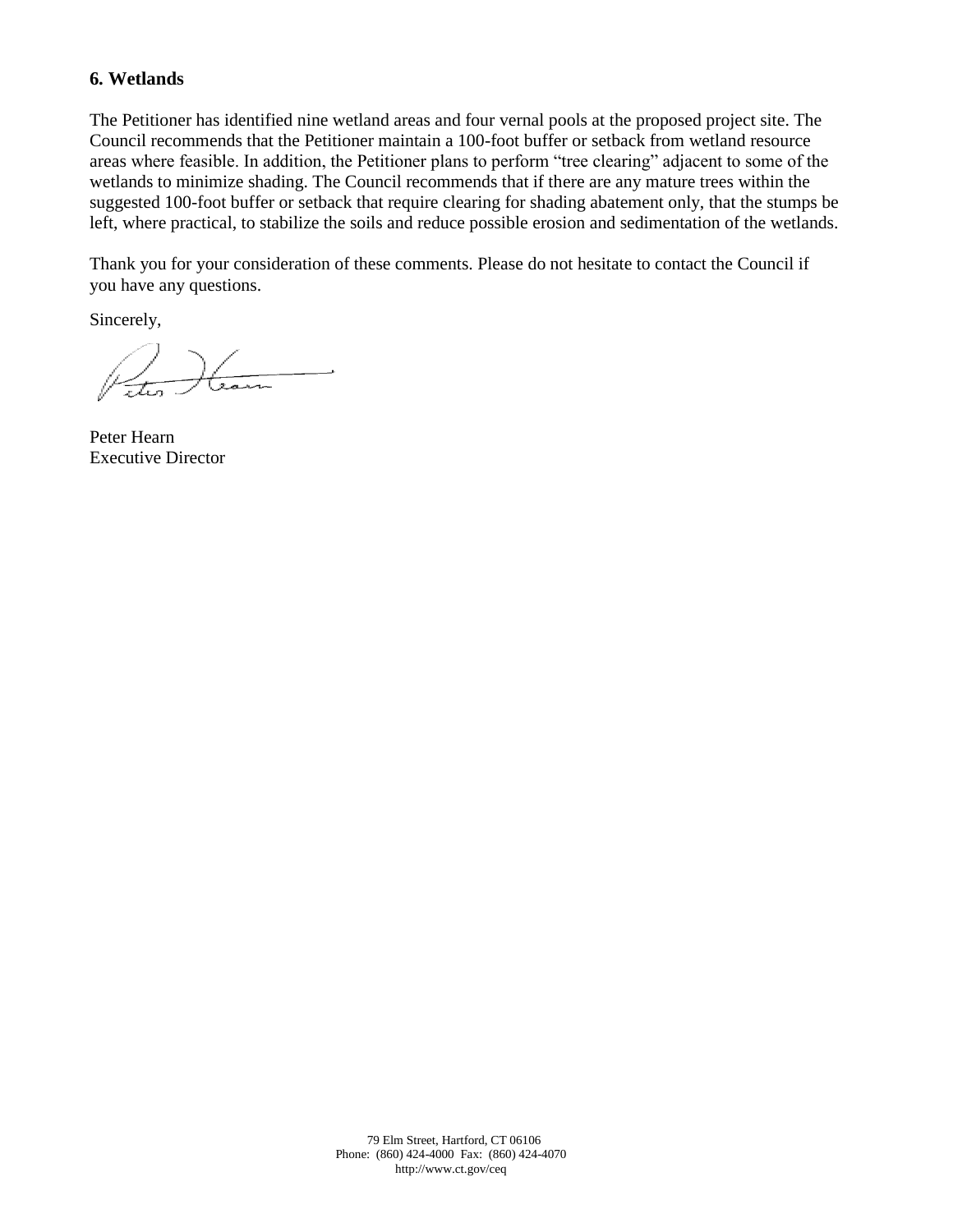### 6. Wetlands

The Petitioner has identified nine wetland areas and four vernal pools at the proposed project site. The Council recommends that the Petitioner maintain a 100-foot buffer or setback from wetland resource areas where feasible. In addition, the Petitioner plans to perform "tree clearing" adjacent to some of the wetlands to minimize shading. The Council recommends that if there are any mature trees within the suggested 100-foot buffer or setback that require clearing for shading abatement only, that the stumps be left, where practical, to stabilize the soils and reduce possible erosion and sedimentation of the wetlands.

Thank you for your consideration of these comments. Please do not hesitate to contact the Council if you have any questions.

Sincerely,

Peter Hearn
Executive Director

79 Elm Street, Hartford, CT 06106
Phone: (860) 424-4000 Fax: (860) 424-4070
http://www.ct.gov/ceq